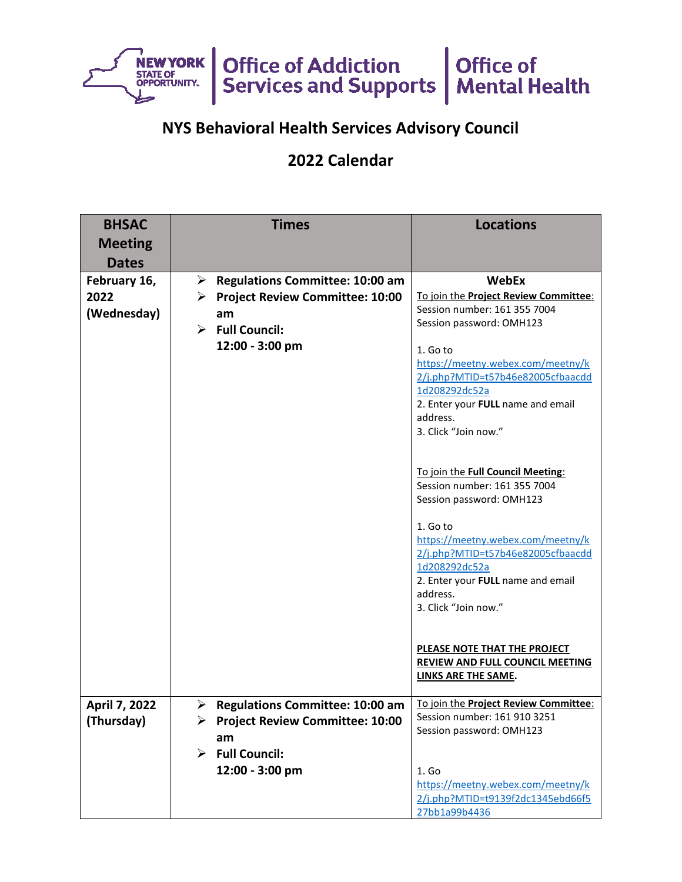Office of Addiction Services and Supports | Office of Mental Health

## NYS Behavioral Health Services Advisory Council

## 2022 Calendar

| BHSAC Meeting Dates | Times | Locations |
|---|---|---|
| **February 16, 2022 (Wednesday)** | ➢ **Regulations Committee: 10:00 am**<br>➢ **Project Review Committee: 10:00 am**<br>➢ **Full Council: 12:00 - 3:00 pm** | **WebEx**<br>To join the **Project Review Committee**:<br>Session number: 161 355 7004<br>Session password: OMH123<br><br>1. Go to https://meetny.webex.com/meetny/k2/j.php?MTID=t57b46e82005cfbaacdd1d208292dc52a<br>2. Enter your **FULL** name and email address.<br>3. Click "Join now."<br><br>To join the **Full Council Meeting**:<br>Session number: 161 355 7004<br>Session password: OMH123<br><br>1. Go to https://meetny.webex.com/meetny/k2/j.php?MTID=t57b46e82005cfbaacdd1d208292dc52a<br>2. Enter your **FULL** name and email address.<br>3. Click "Join now."<br><br>**PLEASE NOTE THAT THE PROJECT REVIEW AND FULL COUNCIL MEETING LINKS ARE THE SAME.** |
| **April 7, 2022 (Thursday)** | ➢ **Regulations Committee: 10:00 am**<br>➢ **Project Review Committee: 10:00 am**<br>➢ **Full Council: 12:00 - 3:00 pm** | To join the **Project Review Committee**:<br>Session number: 161 910 3251<br>Session password: OMH123<br><br>1. Go https://meetny.webex.com/meetny/k2/j.php?MTID=t9139f2dc1345ebd66f527bb1a99b4436 |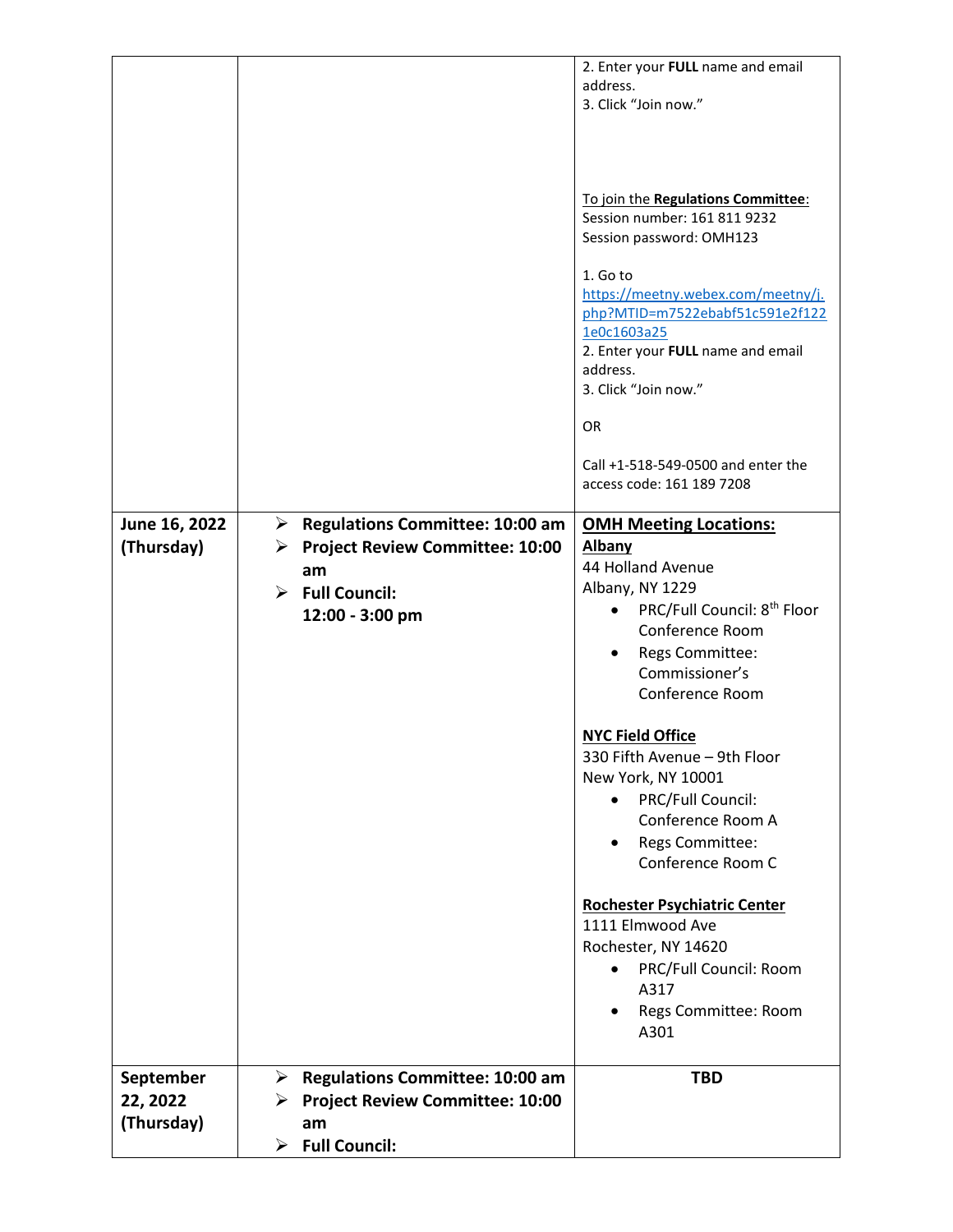| | | |
|---|---|---|
| | | 2. Enter your **FULL** name and email address.<br>3. Click "Join now."<br><br><u>To join the **Regulations Committee**</u>:<br>Session number: 161 811 9232<br>Session password: OMH123<br><br>1. Go to [https://meetny.webex.com/meetny/j.php?MTID=m7522ebabf51c591e2f1221e0c1603a25](https://meetny.webex.com/meetny/j.php?MTID=m7522ebabf51c591e2f1221e0c1603a25)<br>2. Enter your **FULL** name and email address.<br>3. Click "Join now."<br><br>OR<br><br>Call +1-518-549-0500 and enter the access code: 161 189 7208 |
| **June 16, 2022 (Thursday)** | ➢ **Regulations Committee: 10:00 am**<br>➢ **Project Review Committee: 10:00 am**<br>➢ **Full Council: 12:00 - 3:00 pm** | <u>**OMH Meeting Locations:**</u><br><u>**Albany**</u><br>44 Holland Avenue<br>Albany, NY 1229<br>• PRC/Full Council: 8th Floor Conference Room<br>• Regs Committee: Commissioner's Conference Room<br><br><u>**NYC Field Office**</u><br>330 Fifth Avenue – 9th Floor<br>New York, NY 10001<br>• PRC/Full Council: Conference Room A<br>• Regs Committee: Conference Room C<br><br><u>**Rochester Psychiatric Center**</u><br>1111 Elmwood Ave<br>Rochester, NY 14620<br>• PRC/Full Council: Room A317<br>• Regs Committee: Room A301 |
| **September 22, 2022 (Thursday)** | ➢ **Regulations Committee: 10:00 am**<br>➢ **Project Review Committee: 10:00 am**<br>➢ **Full Council:** | **TBD** |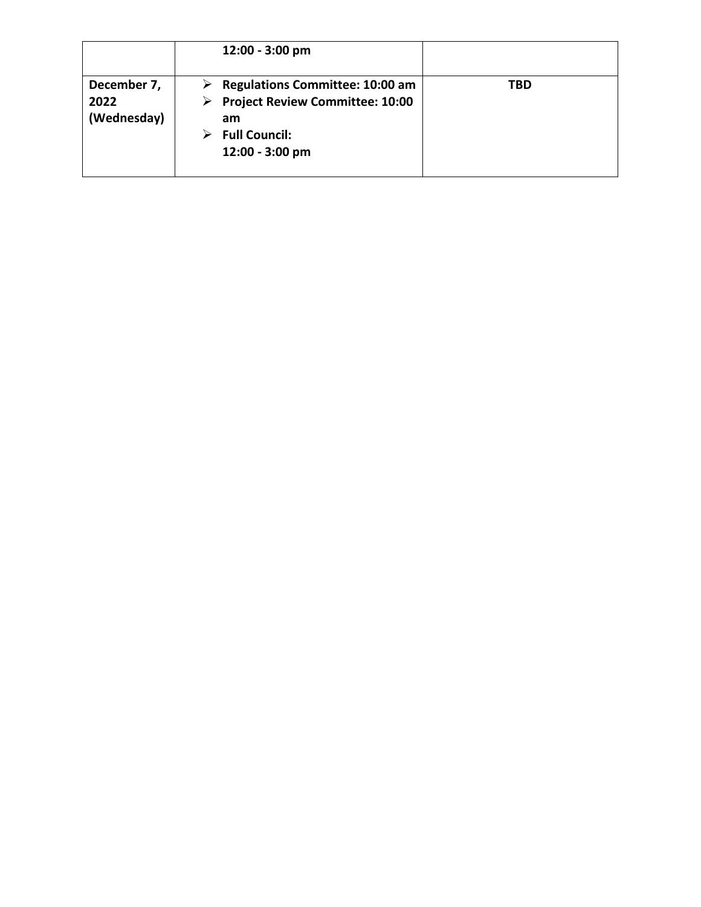| | | |
|---|---|---|
| | **12:00 - 3:00 pm** | |
| **December 7, 2022 (Wednesday)** | ➢ **Regulations Committee: 10:00 am**<br>➢ **Project Review Committee: 10:00 am**<br>➢ **Full Council: 12:00 - 3:00 pm** | **TBD** |